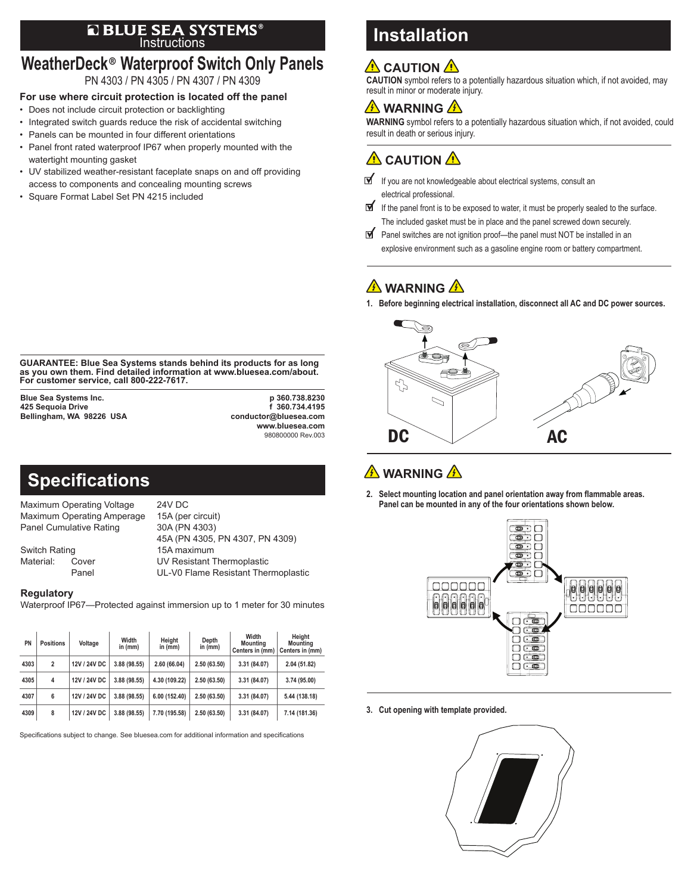BLUE SEA SYSTEMS®
Instructions

# WeatherDeck® Waterproof Switch Only Panels

PN 4303 / PN 4305 / PN 4307 / PN 4309

**For use where circuit protection is located off the panel**

- Does not include circuit protection or backlighting
- Integrated switch guards reduce the risk of accidental switching
- Panels can be mounted in four different orientations
- Panel front rated waterproof IP67 when properly mounted with the watertight mounting gasket
- UV stabilized weather-resistant faceplate snaps on and off providing access to components and concealing mounting screws
- Square Format Label Set PN 4215 included

**GUARANTEE: Blue Sea Systems stands behind its products for as long as you own them. Find detailed information at www.bluesea.com/about. For customer service, call 800-222-7617.**

**Blue Sea Systems Inc.**
**425 Sequoia Drive**
**Bellingham, WA 98226 USA**

**p 360.738.8230**
**f 360.734.4195**
**conductor@bluesea.com**
**www.bluesea.com**
980800000 Rev.003

## Specifications

| | |
|---|---|
| Maximum Operating Voltage | 24V DC |
| Maximum Operating Amperage | 15A (per circuit) |
| Panel Cumulative Rating | 30A (PN 4303) |
| | 45A (PN 4305, PN 4307, PN 4309) |
| Switch Rating | 15A maximum |
| Material: Cover | UV Resistant Thermoplastic |
| Panel | UL-V0 Flame Resistant Thermoplastic |

### Regulatory

Waterproof IP67—Protected against immersion up to 1 meter for 30 minutes

| PN | Positions | Voltage | Width in (mm) | Height in (mm) | Depth in (mm) | Width Mounting Centers in (mm) | Height Mounting Centers in (mm) |
|---|---|---|---|---|---|---|---|
| 4303 | 2 | 12V / 24V DC | 3.88 (98.55) | 2.60 (66.04) | 2.50 (63.50) | 3.31 (84.07) | 2.04 (51.82) |
| 4305 | 4 | 12V / 24V DC | 3.88 (98.55) | 4.30 (109.22) | 2.50 (63.50) | 3.31 (84.07) | 3.74 (95.00) |
| 4307 | 6 | 12V / 24V DC | 3.88 (98.55) | 6.00 (152.40) | 2.50 (63.50) | 3.31 (84.07) | 5.44 (138.18) |
| 4309 | 8 | 12V / 24V DC | 3.88 (98.55) | 7.70 (195.58) | 2.50 (63.50) | 3.31 (84.07) | 7.14 (181.36) |

Specifications subject to change. See bluesea.com for additional information and specifications

## Installation

### ⚠ CAUTION ⚠

**CAUTION** symbol refers to a potentially hazardous situation which, if not avoided, may result in minor or moderate injury.

### ⚠ WARNING ⚠

**WARNING** symbol refers to a potentially hazardous situation which, if not avoided, could result in death or serious injury.

### ⚠ CAUTION ⚠

- ☑ If you are not knowledgeable about electrical systems, consult an electrical professional.
- ☑ If the panel front is to be exposed to water, it must be properly sealed to the surface. The included gasket must be in place and the panel screwed down securely.
- ☑ Panel switches are not ignition proof—the panel must NOT be installed in an explosive environment such as a gasoline engine room or battery compartment.

### ⚠ WARNING ⚠

**1. Before beginning electrical installation, disconnect all AC and DC power sources.**

DC

AC

### ⚠ WARNING ⚠

**2. Select mounting location and panel orientation away from flammable areas. Panel can be mounted in any of the four orientations shown below.**

**3. Cut opening with template provided.**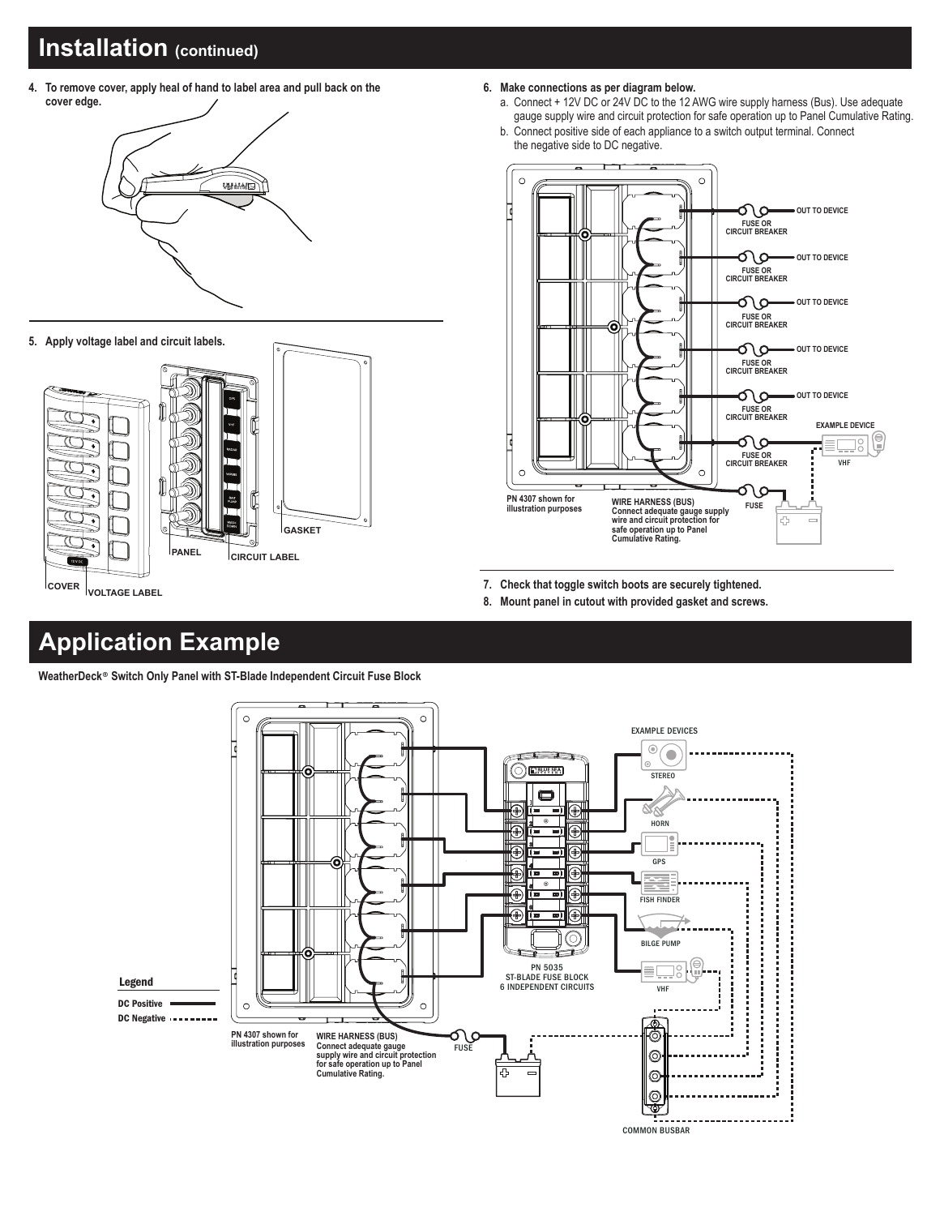# Installation (continued)

4. **To remove cover, apply heal of hand to label area and pull back on the cover edge.**

5. **Apply voltage label and circuit labels.**

COVER

VOLTAGE LABEL

PANEL

CIRCUIT LABEL

GASKET

6. **Make connections as per diagram below.**
   a. Connect + 12V DC or 24V DC to the 12 AWG wire supply harness (Bus). Use adequate gauge supply wire and circuit protection for safe operation up to Panel Cumulative Rating.
   b. Connect positive side of each appliance to a switch output terminal. Connect the negative side to DC negative.

FUSE OR CIRCUIT BREAKER

OUT TO DEVICE

EXAMPLE DEVICE

VHF

FUSE

PN 4307 shown for illustration purposes

WIRE HARNESS (BUS) Connect adequate gauge supply wire and circuit protection for safe operation up to Panel Cumulative Rating.

7. **Check that toggle switch boots are securely tightened.**
8. **Mount panel in cutout with provided gasket and screws.**

# Application Example

**WeatherDeck® Switch Only Panel with ST-Blade Independent Circuit Fuse Block**

EXAMPLE DEVICES

STEREO

HORN

GPS

FISH FINDER

BILGE PUMP

VHF

PN 5035
ST-BLADE FUSE BLOCK
6 INDEPENDENT CIRCUITS

COMMON BUSBAR

Legend

DC Positive

DC Negative

PN 4307 shown for illustration purposes

WIRE HARNESS (BUS) Connect adequate gauge supply wire and circuit protection for safe operation up to Panel Cumulative Rating.

FUSE